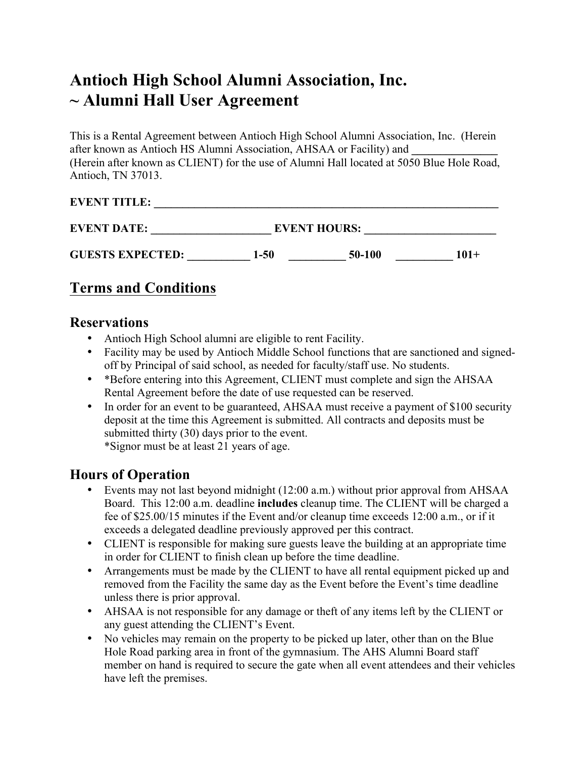# Antioch High School Alumni Association, Inc.
# ~ Alumni Hall User Agreement

This is a Rental Agreement between Antioch High School Alumni Association, Inc. (Herein after known as Antioch HS Alumni Association, AHSAA or Facility) and **_______________** (Herein after known as CLIENT) for the use of Alumni Hall located at 5050 Blue Hole Road, Antioch, TN 37013.

**EVENT TITLE: _________________________________________________________________**

**EVENT DATE: _____________________ EVENT HOURS: _______________________**

**GUESTS EXPECTED: ___________ 1-50 __________ 50-100 __________ 101+**

## Terms and Conditions

### Reservations

- Antioch High School alumni are eligible to rent Facility.
- Facility may be used by Antioch Middle School functions that are sanctioned and signed-off by Principal of said school, as needed for faculty/staff use. No students.
- *Before entering into this Agreement, CLIENT must complete and sign the AHSAA Rental Agreement before the date of use requested can be reserved.
- In order for an event to be guaranteed, AHSAA must receive a payment of $100 security deposit at the time this Agreement is submitted. All contracts and deposits must be submitted thirty (30) days prior to the event.
  *Signor must be at least 21 years of age.

### Hours of Operation

- Events may not last beyond midnight (12:00 a.m.) without prior approval from AHSAA Board. This 12:00 a.m. deadline **includes** cleanup time. The CLIENT will be charged a fee of $25.00/15 minutes if the Event and/or cleanup time exceeds 12:00 a.m., or if it exceeds a delegated deadline previously approved per this contract.
- CLIENT is responsible for making sure guests leave the building at an appropriate time in order for CLIENT to finish clean up before the time deadline.
- Arrangements must be made by the CLIENT to have all rental equipment picked up and removed from the Facility the same day as the Event before the Event's time deadline unless there is prior approval.
- AHSAA is not responsible for any damage or theft of any items left by the CLIENT or any guest attending the CLIENT's Event.
- No vehicles may remain on the property to be picked up later, other than on the Blue Hole Road parking area in front of the gymnasium. The AHS Alumni Board staff member on hand is required to secure the gate when all event attendees and their vehicles have left the premises.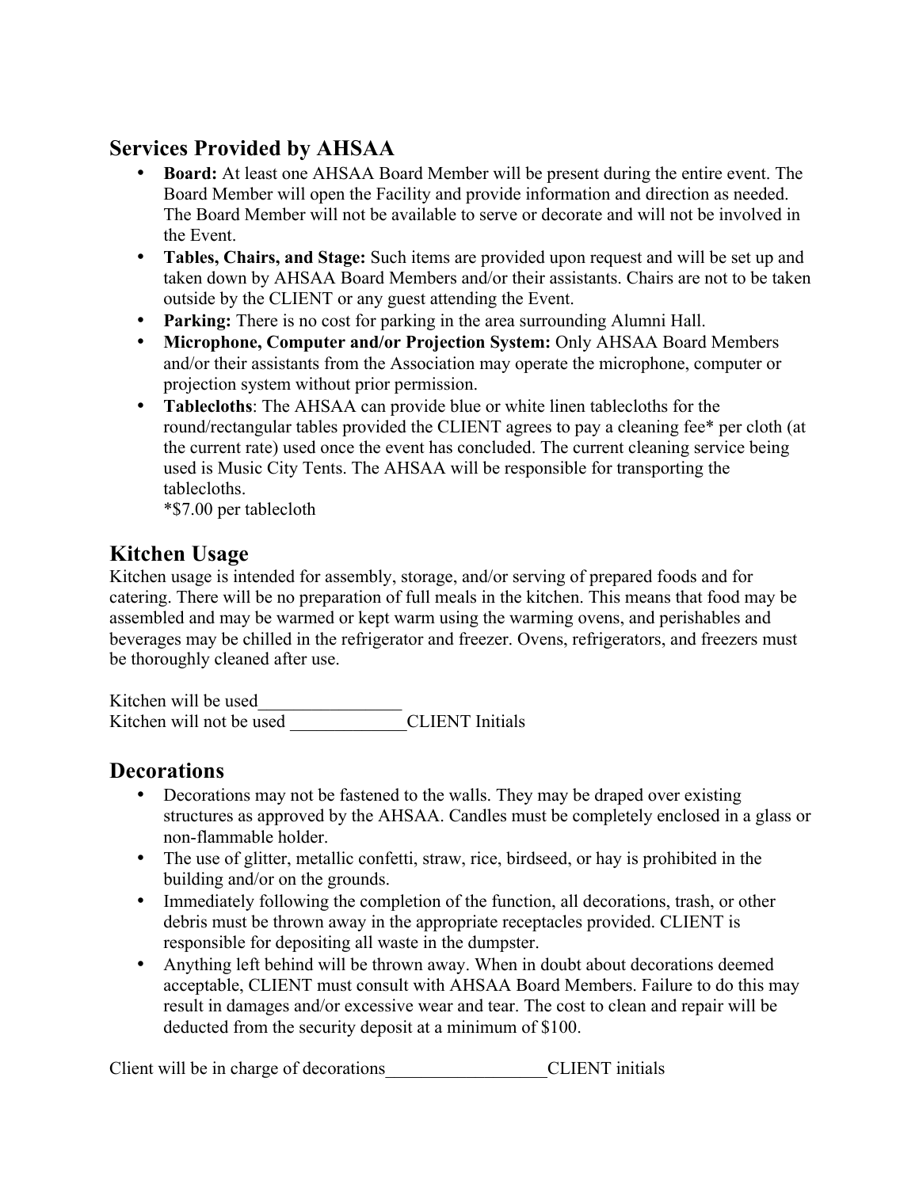## Services Provided by AHSAA

- **Board:** At least one AHSAA Board Member will be present during the entire event. The Board Member will open the Facility and provide information and direction as needed. The Board Member will not be available to serve or decorate and will not be involved in the Event.
- **Tables, Chairs, and Stage:** Such items are provided upon request and will be set up and taken down by AHSAA Board Members and/or their assistants. Chairs are not to be taken outside by the CLIENT or any guest attending the Event.
- **Parking:** There is no cost for parking in the area surrounding Alumni Hall.
- **Microphone, Computer and/or Projection System:** Only AHSAA Board Members and/or their assistants from the Association may operate the microphone, computer or projection system without prior permission.
- **Tablecloths**: The AHSAA can provide blue or white linen tablecloths for the round/rectangular tables provided the CLIENT agrees to pay a cleaning fee* per cloth (at the current rate) used once the event has concluded. The current cleaning service being used is Music City Tents. The AHSAA will be responsible for transporting the tablecloths.
  *$7.00 per tablecloth

## Kitchen Usage

Kitchen usage is intended for assembly, storage, and/or serving of prepared foods and for catering. There will be no preparation of full meals in the kitchen. This means that food may be assembled and may be warmed or kept warm using the warming ovens, and perishables and beverages may be chilled in the refrigerator and freezer. Ovens, refrigerators, and freezers must be thoroughly cleaned after use.

Kitchen will be used________________
Kitchen will not be used _____________CLIENT Initials

## Decorations

- Decorations may not be fastened to the walls. They may be draped over existing structures as approved by the AHSAA. Candles must be completely enclosed in a glass or non-flammable holder.
- The use of glitter, metallic confetti, straw, rice, birdseed, or hay is prohibited in the building and/or on the grounds.
- Immediately following the completion of the function, all decorations, trash, or other debris must be thrown away in the appropriate receptacles provided. CLIENT is responsible for depositing all waste in the dumpster.
- Anything left behind will be thrown away. When in doubt about decorations deemed acceptable, CLIENT must consult with AHSAA Board Members. Failure to do this may result in damages and/or excessive wear and tear. The cost to clean and repair will be deducted from the security deposit at a minimum of $100.

Client will be in charge of decorations__________________CLIENT initials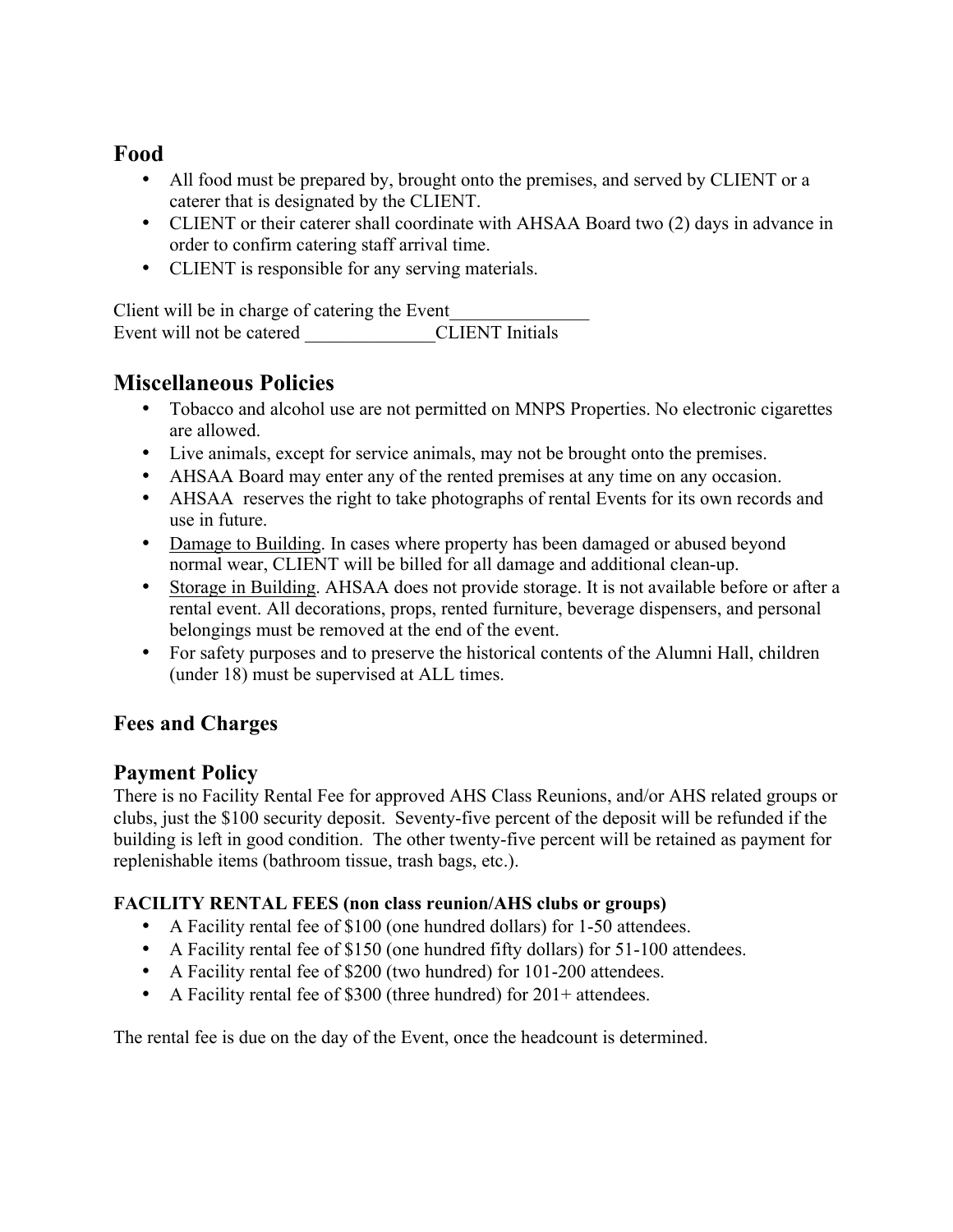## Food

- All food must be prepared by, brought onto the premises, and served by CLIENT or a caterer that is designated by the CLIENT.
- CLIENT or their caterer shall coordinate with AHSAA Board two (2) days in advance in order to confirm catering staff arrival time.
- CLIENT is responsible for any serving materials.

Client will be in charge of catering the Event_______________
Event will not be catered ______________CLIENT Initials

## Miscellaneous Policies

- Tobacco and alcohol use are not permitted on MNPS Properties. No electronic cigarettes are allowed.
- Live animals, except for service animals, may not be brought onto the premises.
- AHSAA Board may enter any of the rented premises at any time on any occasion.
- AHSAA reserves the right to take photographs of rental Events for its own records and use in future.
- Damage to Building. In cases where property has been damaged or abused beyond normal wear, CLIENT will be billed for all damage and additional clean-up.
- Storage in Building. AHSAA does not provide storage. It is not available before or after a rental event. All decorations, props, rented furniture, beverage dispensers, and personal belongings must be removed at the end of the event.
- For safety purposes and to preserve the historical contents of the Alumni Hall, children (under 18) must be supervised at ALL times.

## Fees and Charges

## Payment Policy

There is no Facility Rental Fee for approved AHS Class Reunions, and/or AHS related groups or clubs, just the $100 security deposit. Seventy-five percent of the deposit will be refunded if the building is left in good condition. The other twenty-five percent will be retained as payment for replenishable items (bathroom tissue, trash bags, etc.).

**FACILITY RENTAL FEES (non class reunion/AHS clubs or groups)**

- A Facility rental fee of $100 (one hundred dollars) for 1-50 attendees.
- A Facility rental fee of $150 (one hundred fifty dollars) for 51-100 attendees.
- A Facility rental fee of $200 (two hundred) for 101-200 attendees.
- A Facility rental fee of $300 (three hundred) for 201+ attendees.

The rental fee is due on the day of the Event, once the headcount is determined.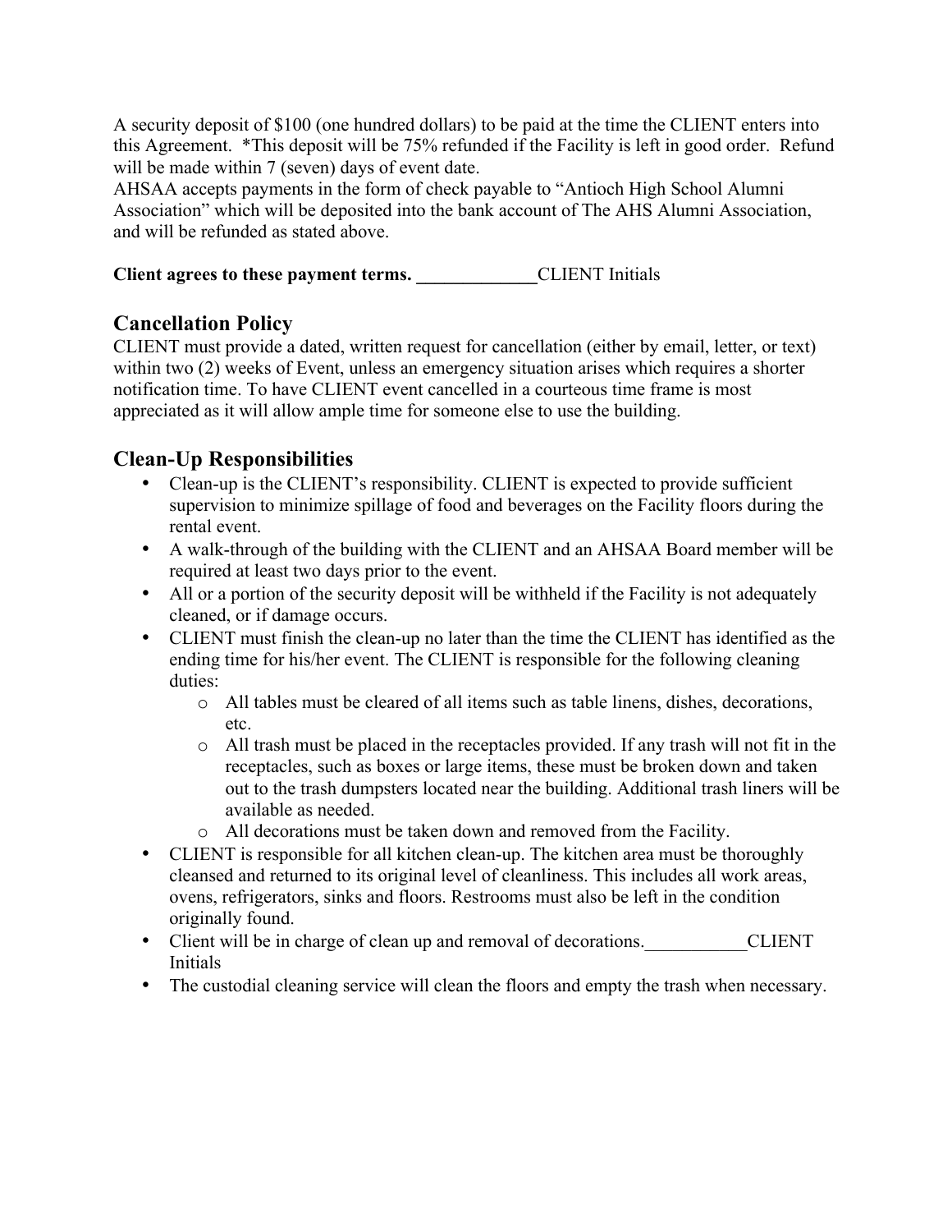A security deposit of $100 (one hundred dollars) to be paid at the time the CLIENT enters into this Agreement. *This deposit will be 75% refunded if the Facility is left in good order. Refund will be made within 7 (seven) days of event date.
AHSAA accepts payments in the form of check payable to "Antioch High School Alumni Association" which will be deposited into the bank account of The AHS Alumni Association, and will be refunded as stated above.

**Client agrees to these payment terms. _____________**CLIENT Initials

## Cancellation Policy

CLIENT must provide a dated, written request for cancellation (either by email, letter, or text) within two (2) weeks of Event, unless an emergency situation arises which requires a shorter notification time. To have CLIENT event cancelled in a courteous time frame is most appreciated as it will allow ample time for someone else to use the building.

## Clean-Up Responsibilities

- Clean-up is the CLIENT's responsibility. CLIENT is expected to provide sufficient supervision to minimize spillage of food and beverages on the Facility floors during the rental event.
- A walk-through of the building with the CLIENT and an AHSAA Board member will be required at least two days prior to the event.
- All or a portion of the security deposit will be withheld if the Facility is not adequately cleaned, or if damage occurs.
- CLIENT must finish the clean-up no later than the time the CLIENT has identified as the ending time for his/her event. The CLIENT is responsible for the following cleaning duties:
    - All tables must be cleared of all items such as table linens, dishes, decorations, etc.
    - All trash must be placed in the receptacles provided. If any trash will not fit in the receptacles, such as boxes or large items, these must be broken down and taken out to the trash dumpsters located near the building. Additional trash liners will be available as needed.
    - All decorations must be taken down and removed from the Facility.
- CLIENT is responsible for all kitchen clean-up. The kitchen area must be thoroughly cleansed and returned to its original level of cleanliness. This includes all work areas, ovens, refrigerators, sinks and floors. Restrooms must also be left in the condition originally found.
- Client will be in charge of clean up and removal of decorations.___________CLIENT Initials
- The custodial cleaning service will clean the floors and empty the trash when necessary.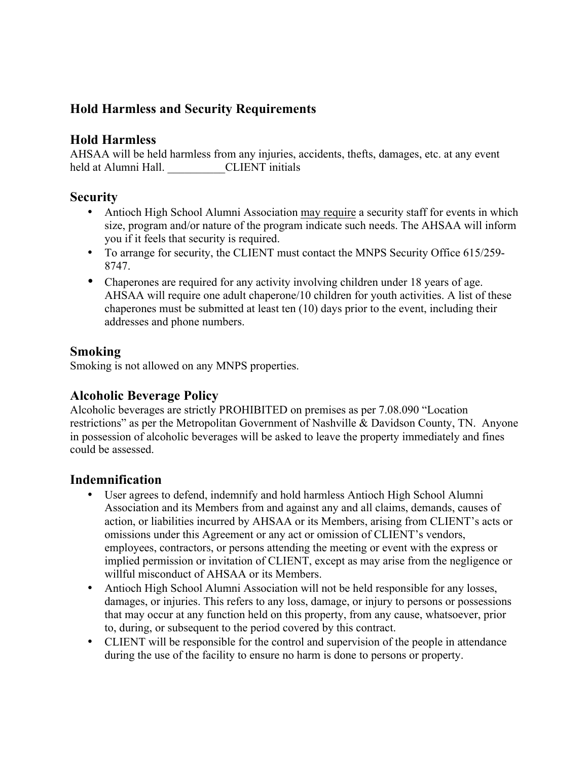## Hold Harmless and Security Requirements

### Hold Harmless

AHSAA will be held harmless from any injuries, accidents, thefts, damages, etc. at any event held at Alumni Hall. __________CLIENT initials

### Security

- Antioch High School Alumni Association <u>may require</u> a security staff for events in which size, program and/or nature of the program indicate such needs. The AHSAA will inform you if it feels that security is required.
- To arrange for security, the CLIENT must contact the MNPS Security Office 615/259-8747.
- Chaperones are required for any activity involving children under 18 years of age. AHSAA will require one adult chaperone/10 children for youth activities. A list of these chaperones must be submitted at least ten (10) days prior to the event, including their addresses and phone numbers.

### Smoking

Smoking is not allowed on any MNPS properties.

### Alcoholic Beverage Policy

Alcoholic beverages are strictly PROHIBITED on premises as per 7.08.090 "Location restrictions" as per the Metropolitan Government of Nashville & Davidson County, TN. Anyone in possession of alcoholic beverages will be asked to leave the property immediately and fines could be assessed.

### Indemnification

- User agrees to defend, indemnify and hold harmless Antioch High School Alumni Association and its Members from and against any and all claims, demands, causes of action, or liabilities incurred by AHSAA or its Members, arising from CLIENT's acts or omissions under this Agreement or any act or omission of CLIENT's vendors, employees, contractors, or persons attending the meeting or event with the express or implied permission or invitation of CLIENT, except as may arise from the negligence or willful misconduct of AHSAA or its Members.
- Antioch High School Alumni Association will not be held responsible for any losses, damages, or injuries. This refers to any loss, damage, or injury to persons or possessions that may occur at any function held on this property, from any cause, whatsoever, prior to, during, or subsequent to the period covered by this contract.
- CLIENT will be responsible for the control and supervision of the people in attendance during the use of the facility to ensure no harm is done to persons or property.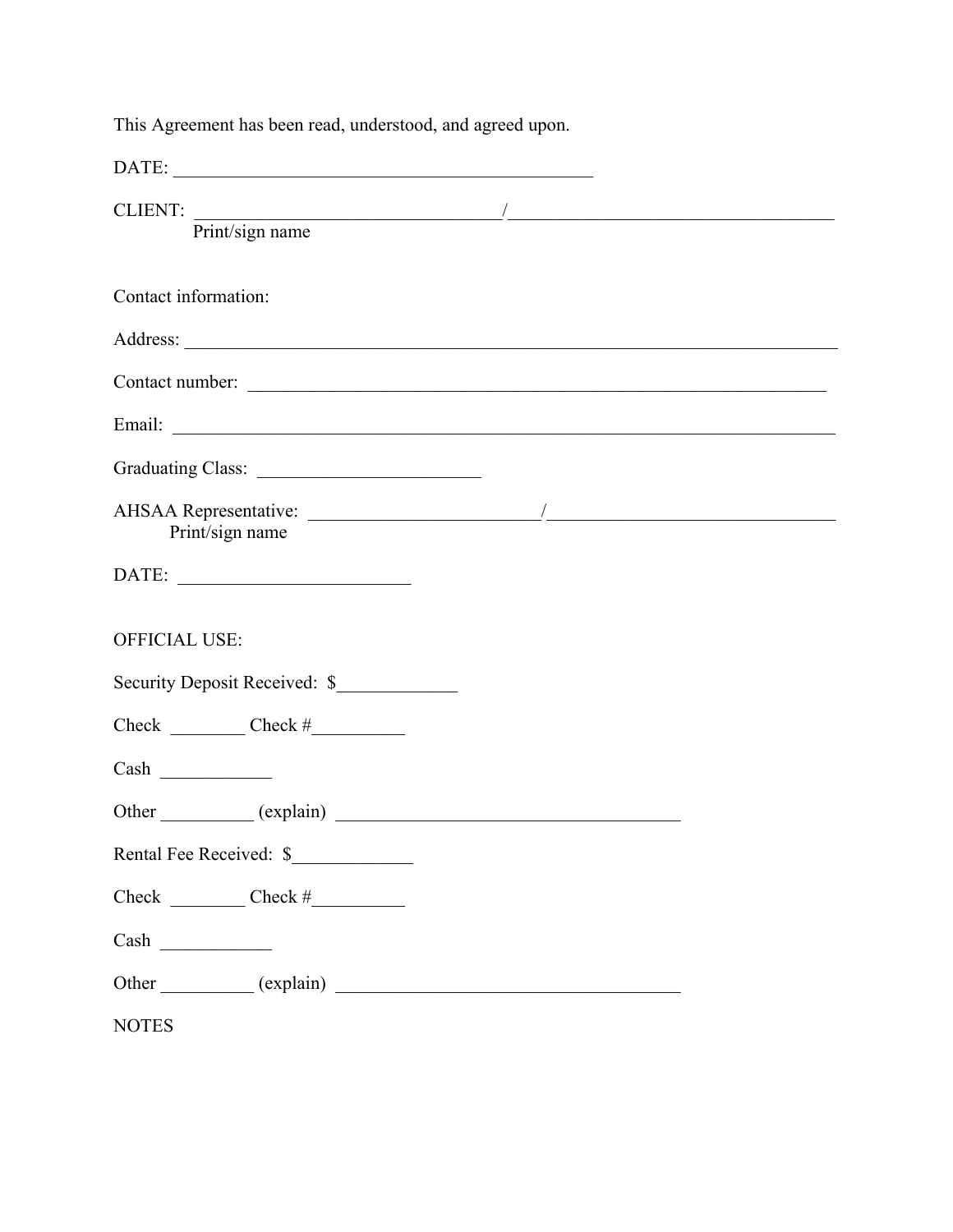This Agreement has been read, understood, and agreed upon.

DATE: _______________________________________________

CLIENT: __________________________________/____________________________________
Print/sign name

Contact information:

Address: __________________________________________________________________________

Contact number: __________________________________________________________________

Email: ____________________________________________________________________________

Graduating Class: ________________________

AHSAA Representative: ________________________/______________________________
Print/sign name

DATE: ________________________

OFFICIAL USE:

Security Deposit Received: $_____________

Check ________ Check #__________

Cash ____________

Other __________ (explain) _____________________________________

Rental Fee Received: $_____________

Check ________ Check #__________

Cash ____________

Other __________ (explain) _____________________________________

NOTES